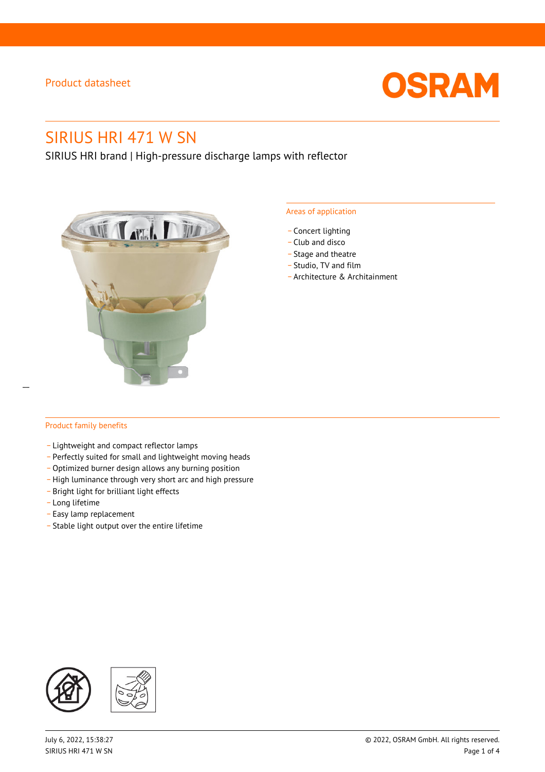Product datasheet

# SIRIUS HRI 471 W SN

SIRIUS HRI brand | High-pressure discharge lamps with reflector

## Areas of application

- Concert lighting
- Club and disco
- Stage and theatre
- Studio, TV and film
- Architecture & Architainment

## Product family benefits

- Lightweight and compact reflector lamps
- Perfectly suited for small and lightweight moving heads
- Optimized burner design allows any burning position
- High luminance through very short arc and high pressure
- Bright light for brilliant light effects
- Long lifetime
- Easy lamp replacement
- Stable light output over the entire lifetime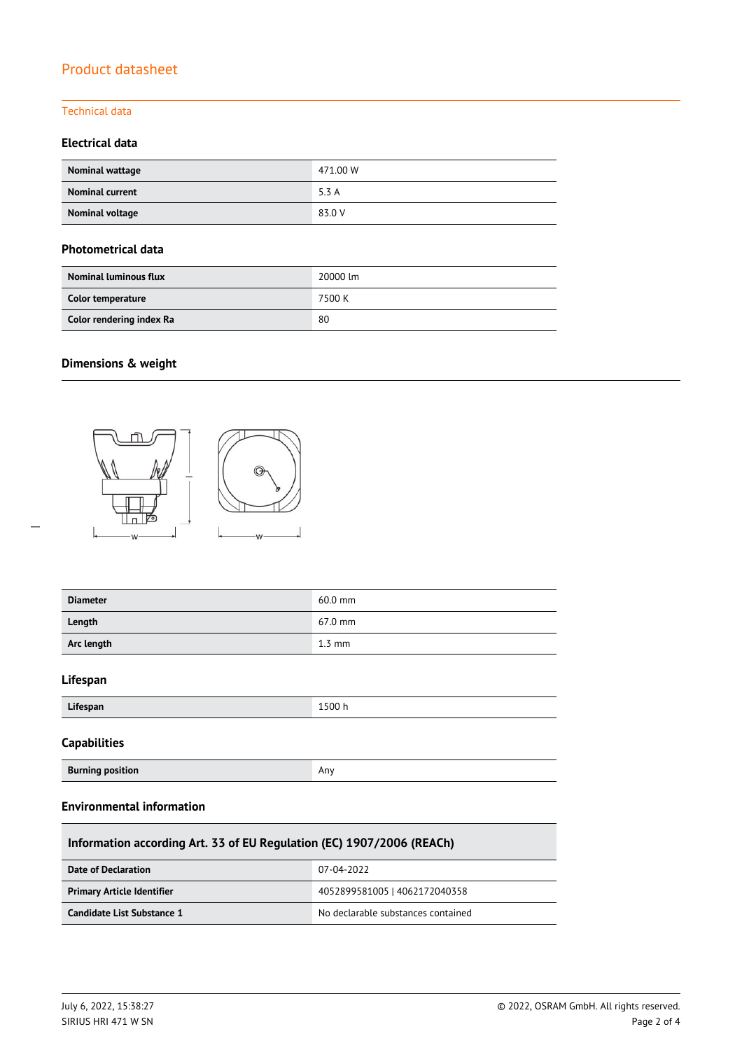Product datasheet

Technical data

### Electrical data

| | |
|---|---|
| **Nominal wattage** | 471.00 W |
| **Nominal current** | 5.3 A |
| **Nominal voltage** | 83.0 V |

### Photometrical data

| | |
|---|---|
| **Nominal luminous flux** | 20000 lm |
| **Color temperature** | 7500 K |
| **Color rendering index Ra** | 80 |

### Dimensions & weight

| | |
|---|---|
| **Diameter** | 60.0 mm |
| **Length** | 67.0 mm |
| **Arc length** | 1.3 mm |

### Lifespan

| | |
|---|---|
| **Lifespan** | 1500 h |

### Capabilities

| | |
|---|---|
| **Burning position** | Any |

### Environmental information

| Information according Art. 33 of EU Regulation (EC) 1907/2006 (REACh) | |
|---|---|
| **Date of Declaration** | 07-04-2022 |
| **Primary Article Identifier** | 4052899581005 \| 4062172040358 |
| **Candidate List Substance 1** | No declarable substances contained |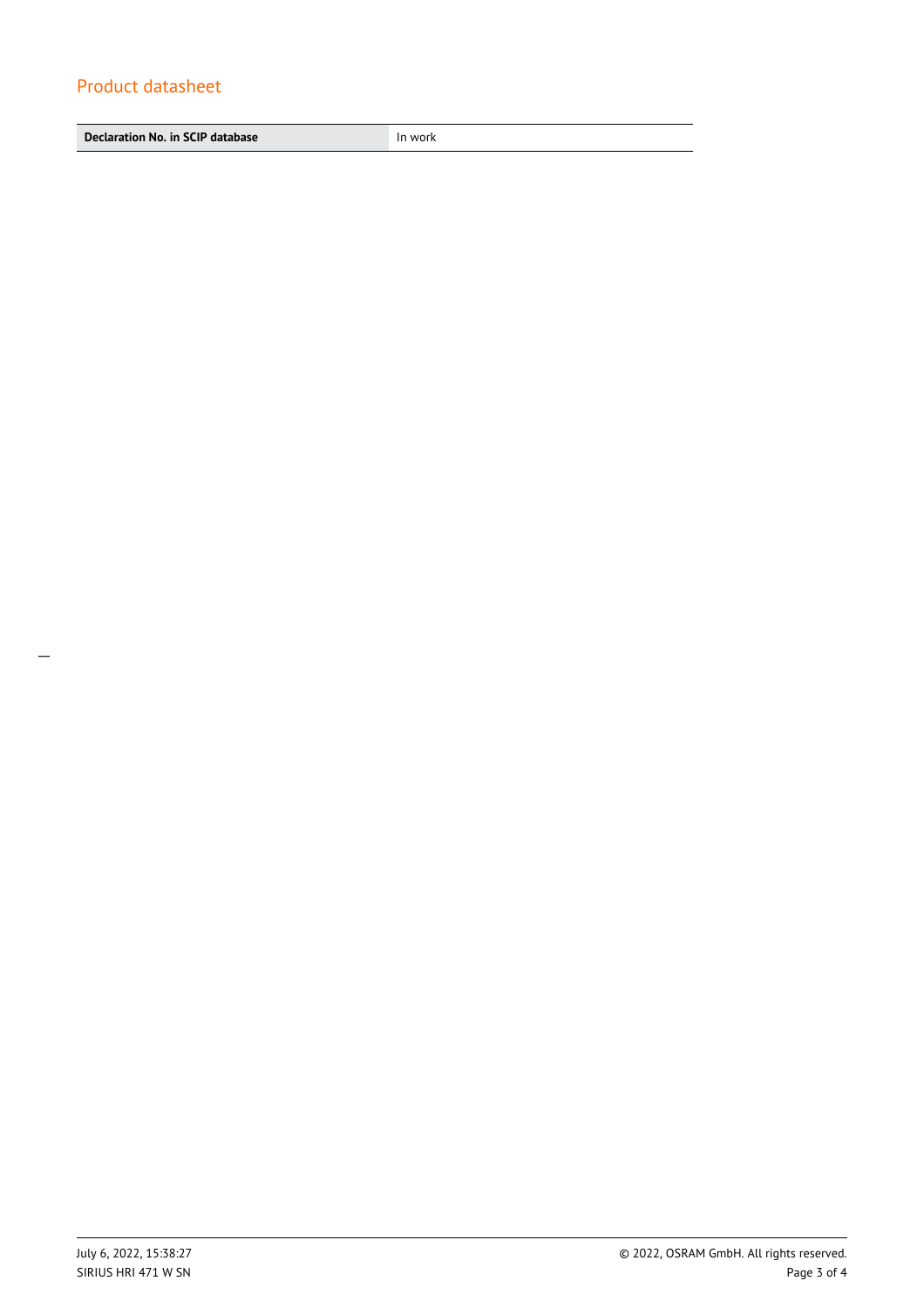## Product datasheet

| Declaration No. in SCIP database | In work |
| --- | --- |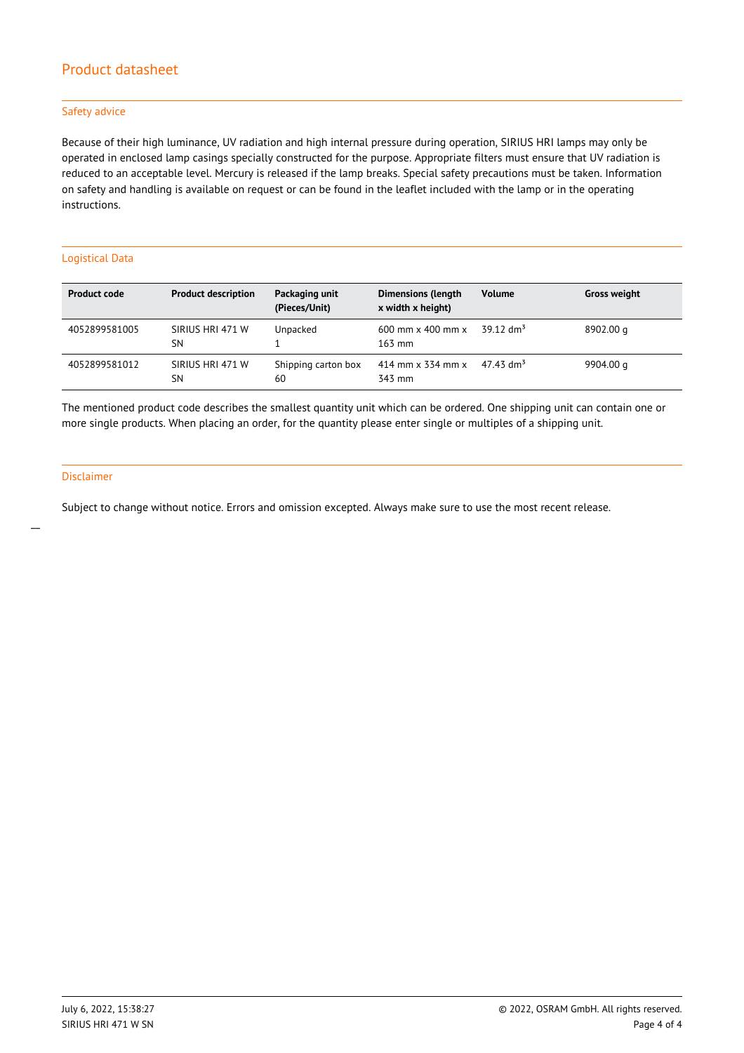# Product datasheet

## Safety advice

Because of their high luminance, UV radiation and high internal pressure during operation, SIRIUS HRI lamps may only be operated in enclosed lamp casings specially constructed for the purpose. Appropriate filters must ensure that UV radiation is reduced to an acceptable level. Mercury is released if the lamp breaks. Special safety precautions must be taken. Information on safety and handling is available on request or can be found in the leaflet included with the lamp or in the operating instructions.

## Logistical Data

| Product code | Product description | Packaging unit (Pieces/Unit) | Dimensions (length x width x height) | Volume | Gross weight |
|---|---|---|---|---|---|
| 4052899581005 | SIRIUS HRI 471 W SN | Unpacked 1 | 600 mm x 400 mm x 163 mm | 39.12 $dm^3$ | 8902.00 g |
| 4052899581012 | SIRIUS HRI 471 W SN | Shipping carton box 60 | 414 mm x 334 mm x 343 mm | 47.43 $dm^3$ | 9904.00 g |

The mentioned product code describes the smallest quantity unit which can be ordered. One shipping unit can contain one or more single products. When placing an order, for the quantity please enter single or multiples of a shipping unit.

## Disclaimer

Subject to change without notice. Errors and omission excepted. Always make sure to use the most recent release.